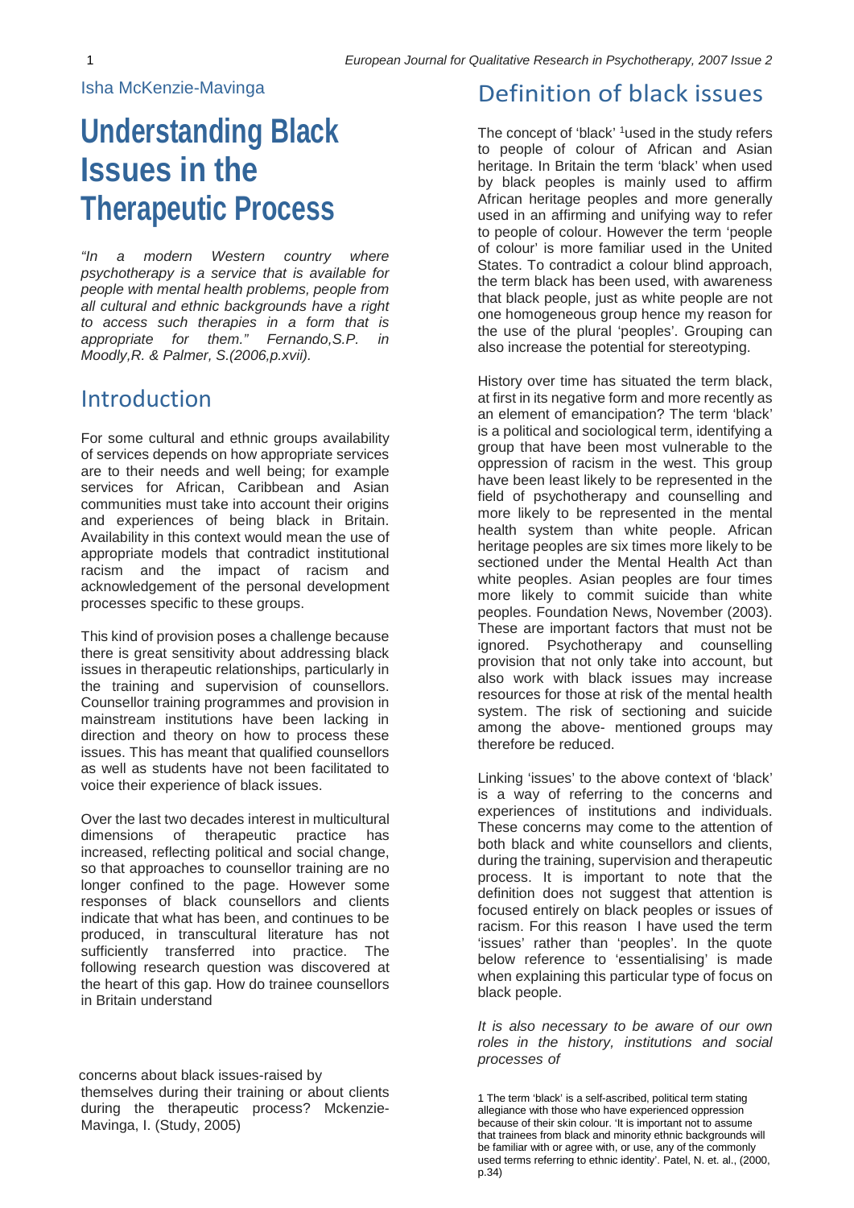Isha McKenzie-Mavinga

# Understanding Black Issues in the Therapeutic Process

*"In a modern Western country where psychotherapy is a service that is available for people with mental health problems, people from all cultural and ethnic backgrounds have a right to access such therapies in a form that is appropriate for them." Fernando,S.P. in Moodly,R. & Palmer, S.(2006,p.xvii).*

## Introduction

For some cultural and ethnic groups availability of services depends on how appropriate services are to their needs and well being; for example services for African, Caribbean and Asian communities must take into account their origins and experiences of being black in Britain. Availability in this context would mean the use of appropriate models that contradict institutional racism and the impact of racism and acknowledgement of the personal development processes specific to these groups.

This kind of provision poses a challenge because there is great sensitivity about addressing black issues in therapeutic relationships, particularly in the training and supervision of counsellors. Counsellor training programmes and provision in mainstream institutions have been lacking in direction and theory on how to process these issues. This has meant that qualified counsellors as well as students have not been facilitated to voice their experience of black issues.

Over the last two decades interest in multicultural dimensions of therapeutic practice has increased, reflecting political and social change, so that approaches to counsellor training are no longer confined to the page. However some responses of black counsellors and clients indicate that what has been, and continues to be produced, in transcultural literature has not sufficiently transferred into practice. The following research question was discovered at the heart of this gap. How do trainee counsellors in Britain understand

concerns about black issues-raised by themselves during their training or about clients during the therapeutic process? Mckenzie-Mavinga, I. (Study, 2005)

## Definition of black issues

The concept of 'black' [1]used in the study refers to people of colour of African and Asian heritage. In Britain the term 'black' when used by black peoples is mainly used to affirm African heritage peoples and more generally used in an affirming and unifying way to refer to people of colour. However the term 'people of colour' is more familiar used in the United States. To contradict a colour blind approach, the term black has been used, with awareness that black people, just as white people are not one homogeneous group hence my reason for the use of the plural 'peoples'. Grouping can also increase the potential for stereotyping.

History over time has situated the term black, at first in its negative form and more recently as an element of emancipation? The term 'black' is a political and sociological term, identifying a group that have been most vulnerable to the oppression of racism in the west. This group have been least likely to be represented in the field of psychotherapy and counselling and more likely to be represented in the mental health system than white people. African heritage peoples are six times more likely to be sectioned under the Mental Health Act than white peoples. Asian peoples are four times more likely to commit suicide than white peoples. Foundation News, November (2003). These are important factors that must not be ignored. Psychotherapy and counselling provision that not only take into account, but also work with black issues may increase resources for those at risk of the mental health system. The risk of sectioning and suicide among the above- mentioned groups may therefore be reduced.

Linking 'issues' to the above context of 'black' is a way of referring to the concerns and experiences of institutions and individuals. These concerns may come to the attention of both black and white counsellors and clients, during the training, supervision and therapeutic process. It is important to note that the definition does not suggest that attention is focused entirely on black peoples or issues of racism. For this reason I have used the term 'issues' rather than 'peoples'. In the quote below reference to 'essentialising' is made when explaining this particular type of focus on black people.

*It is also necessary to be aware of our own roles in the history, institutions and social processes of*

1 The term 'black' is a self-ascribed, political term stating allegiance with those who have experienced oppression because of their skin colour. 'It is important not to assume that trainees from black and minority ethnic backgrounds will be familiar with or agree with, or use, any of the commonly used terms referring to ethnic identity'. Patel, N. et. al., (2000, p.34)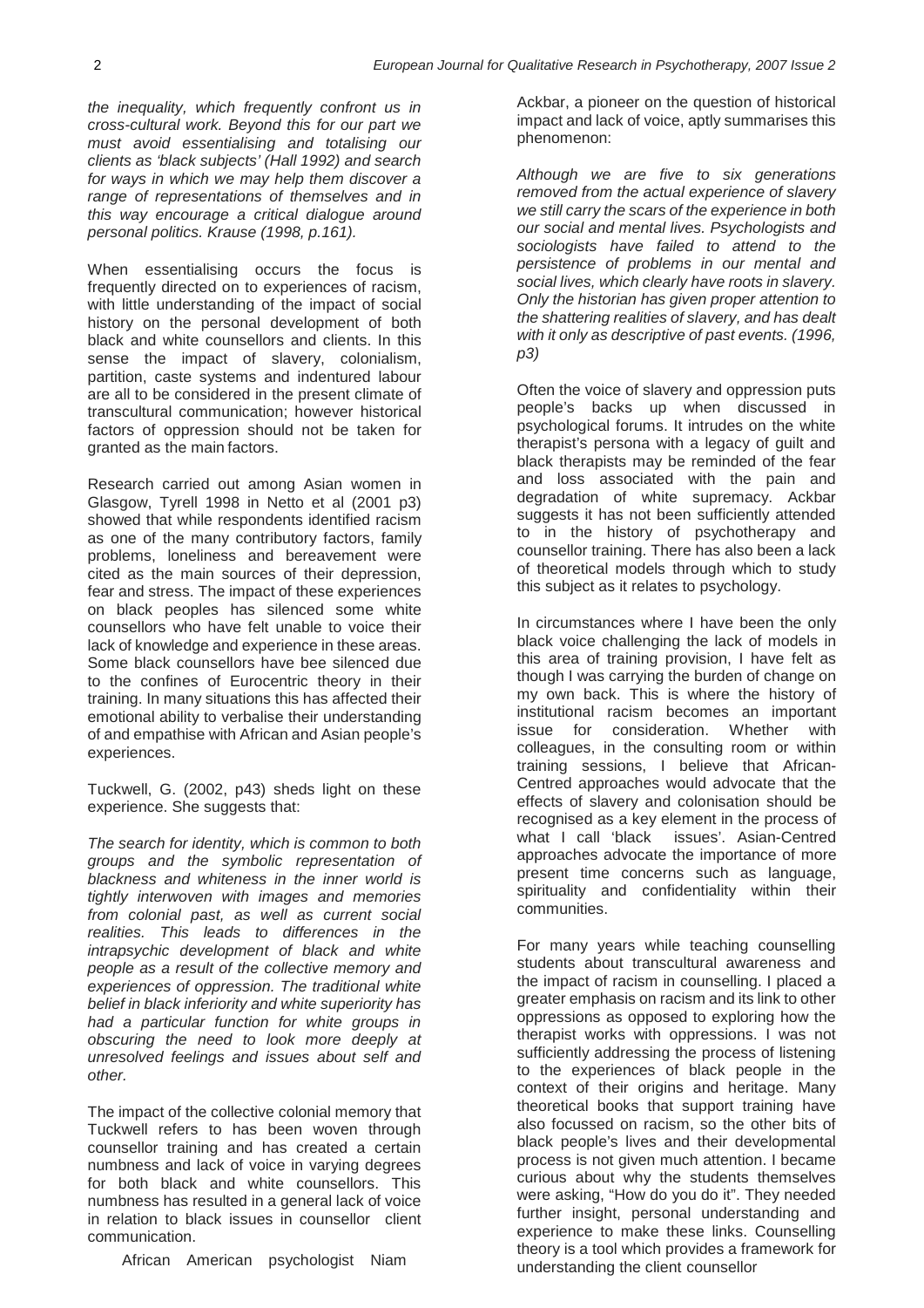*the inequality, which frequently confront us in cross-cultural work. Beyond this for our part we must avoid essentialising and totalising our clients as 'black subjects' (Hall 1992) and search for ways in which we may help them discover a range of representations of themselves and in this way encourage a critical dialogue around personal politics. Krause (1998, p.161).*

When essentialising occurs the focus is frequently directed on to experiences of racism, with little understanding of the impact of social history on the personal development of both black and white counsellors and clients. In this sense the impact of slavery, colonialism, partition, caste systems and indentured labour are all to be considered in the present climate of transcultural communication; however historical factors of oppression should not be taken for granted as the main factors.

Research carried out among Asian women in Glasgow, Tyrell 1998 in Netto et al (2001 p3) showed that while respondents identified racism as one of the many contributory factors, family problems, loneliness and bereavement were cited as the main sources of their depression, fear and stress. The impact of these experiences on black peoples has silenced some white counsellors who have felt unable to voice their lack of knowledge and experience in these areas. Some black counsellors have bee silenced due to the confines of Eurocentric theory in their training. In many situations this has affected their emotional ability to verbalise their understanding of and empathise with African and Asian people's experiences.

Tuckwell, G. (2002, p43) sheds light on these experience. She suggests that:

*The search for identity, which is common to both groups and the symbolic representation of blackness and whiteness in the inner world is tightly interwoven with images and memories from colonial past, as well as current social realities. This leads to differences in the intrapsychic development of black and white people as a result of the collective memory and experiences of oppression. The traditional white belief in black inferiority and white superiority has had a particular function for white groups in obscuring the need to look more deeply at unresolved feelings and issues about self and other.*

The impact of the collective colonial memory that Tuckwell refers to has been woven through counsellor training and has created a certain numbness and lack of voice in varying degrees for both black and white counsellors. This numbness has resulted in a general lack of voice in relation to black issues in counsellor client communication.

African American psychologist Niam Ackbar, a pioneer on the question of historical impact and lack of voice, aptly summarises this phenomenon:

*Although we are five to six generations removed from the actual experience of slavery we still carry the scars of the experience in both our social and mental lives. Psychologists and sociologists have failed to attend to the persistence of problems in our mental and social lives, which clearly have roots in slavery. Only the historian has given proper attention to the shattering realities of slavery, and has dealt with it only as descriptive of past events. (1996, p3)*

Often the voice of slavery and oppression puts people's backs up when discussed in psychological forums. It intrudes on the white therapist's persona with a legacy of guilt and black therapists may be reminded of the fear and loss associated with the pain and degradation of white supremacy. Ackbar suggests it has not been sufficiently attended to in the history of psychotherapy and counsellor training. There has also been a lack of theoretical models through which to study this subject as it relates to psychology.

In circumstances where I have been the only black voice challenging the lack of models in this area of training provision, I have felt as though I was carrying the burden of change on my own back. This is where the history of institutional racism becomes an important issue for consideration. Whether with colleagues, in the consulting room or within training sessions, I believe that African-Centred approaches would advocate that the effects of slavery and colonisation should be recognised as a key element in the process of what I call 'black issues'. Asian-Centred approaches advocate the importance of more present time concerns such as language, spirituality and confidentiality within their communities.

For many years while teaching counselling students about transcultural awareness and the impact of racism in counselling. I placed a greater emphasis on racism and its link to other oppressions as opposed to exploring how the therapist works with oppressions. I was not sufficiently addressing the process of listening to the experiences of black people in the context of their origins and heritage. Many theoretical books that support training have also focussed on racism, so the other bits of black people's lives and their developmental process is not given much attention. I became curious about why the students themselves were asking, "How do you do it". They needed further insight, personal understanding and experience to make these links. Counselling theory is a tool which provides a framework for understanding the client counsellor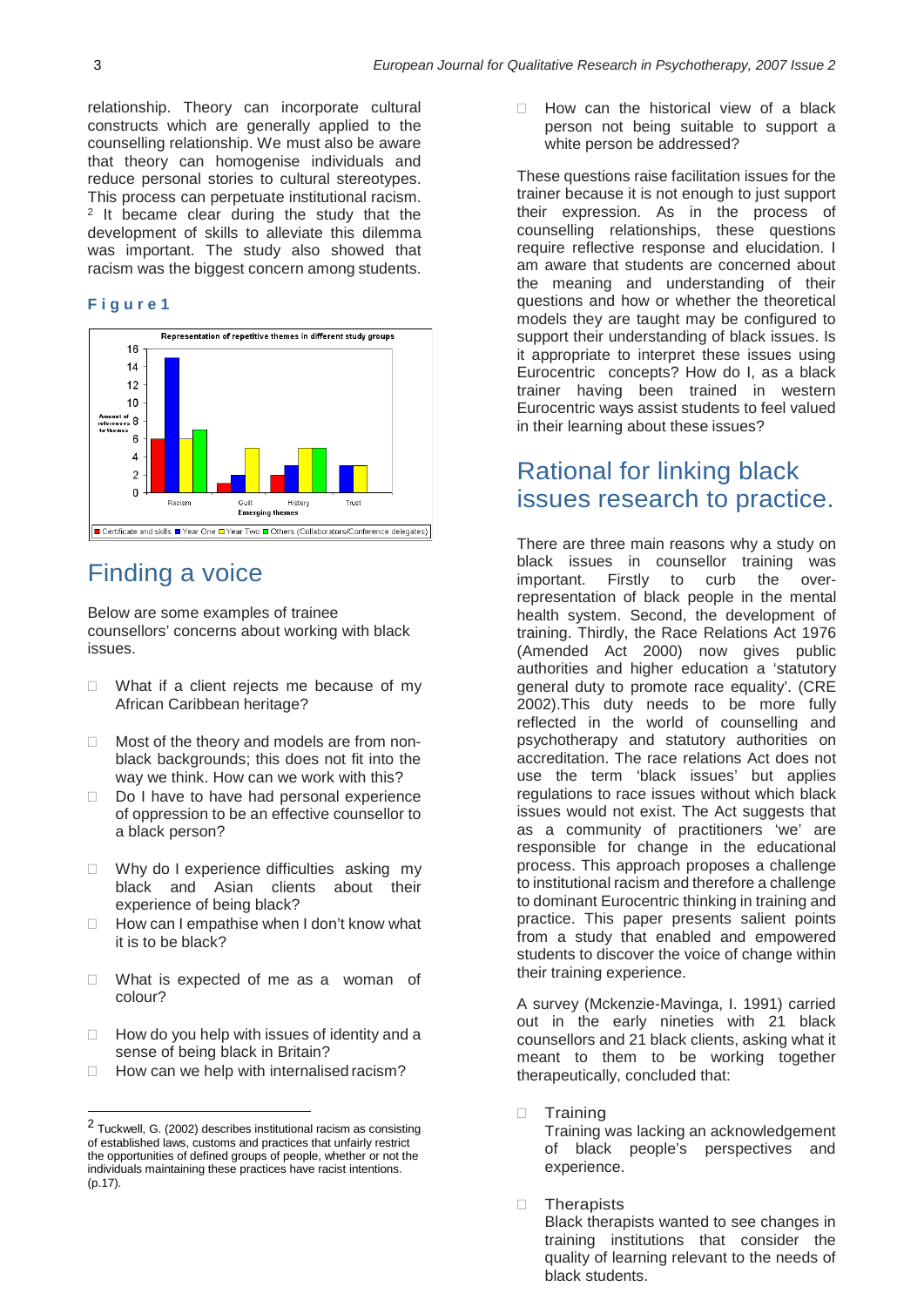relationship. Theory can incorporate cultural constructs which are generally applied to the counselling relationship. We must also be aware that theory can homogenise individuals and reduce personal stories to cultural stereotypes. This process can perpetuate institutional racism.[2] It became clear during the study that the development of skills to alleviate this dilemma was important. The study also showed that racism was the biggest concern among students.

**Figure 1**

Representation of repetitive themes in different study groups

| Emerging themes | Certificate and skills | Year One | Year Two | Others (Collaborators/Conference delegates) |
|---|---|---|---|---|
| Racism | 6 | 15 | 6 | 7 |
| Guilt | 1 | 2 | 5 | |
| History | 2 | 3 | 5 | 5 |
| Trust | | 3 | 3 | |

# Finding a voice

Below are some examples of trainee counsellors' concerns about working with black issues.

- What if a client rejects me because of my African Caribbean heritage?
- Most of the theory and models are from non-black backgrounds; this does not fit into the way we think. How can we work with this?
- Do I have to have had personal experience of oppression to be an effective counsellor to a black person?
- Why do I experience difficulties asking my black and Asian clients about their experience of being black?
- How can I empathise when I don't know what it is to be black?
- What is expected of me as a woman of colour?
- How do you help with issues of identity and a sense of being black in Britain?
- How can we help with internalised racism?
- How can the historical view of a black person not being suitable to support a white person be addressed?

These questions raise facilitation issues for the trainer because it is not enough to just support their expression. As in the process of counselling relationships, these questions require reflective response and elucidation. I am aware that students are concerned about the meaning and understanding of their questions and how or whether the theoretical models they are taught may be configured to support their understanding of black issues. Is it appropriate to interpret these issues using Eurocentric concepts? How do I, as a black trainer having been trained in western Eurocentric ways assist students to feel valued in their learning about these issues?

# Rational for linking black issues research to practice.

There are three main reasons why a study on black issues in counsellor training was important. Firstly to curb the over-representation of black people in the mental health system. Second, the development of training. Thirdly, the Race Relations Act 1976 (Amended Act 2000) now gives public authorities and higher education a 'statutory general duty to promote race equality'. (CRE 2002).This duty needs to be more fully reflected in the world of counselling and psychotherapy and statutory authorities on accreditation. The race relations Act does not use the term 'black issues' but applies regulations to race issues without which black issues would not exist. The Act suggests that as a community of practitioners 'we' are responsible for change in the educational process. This approach proposes a challenge to institutional racism and therefore a challenge to dominant Eurocentric thinking in training and practice. This paper presents salient points from a study that enabled and empowered students to discover the voice of change within their training experience.

A survey (Mckenzie-Mavinga, I. 1991) carried out in the early nineties with 21 black counsellors and 21 black clients, asking what it meant to them to be working together therapeutically, concluded that:

- Training
  Training was lacking an acknowledgement of black people's perspectives and experience.
- Therapists
  Black therapists wanted to see changes in training institutions that consider the quality of learning relevant to the needs of black students.

[2] Tuckwell, G. (2002) describes institutional racism as consisting of established laws, customs and practices that unfairly restrict the opportunities of defined groups of people, whether or not the individuals maintaining these practices have racist intentions. (p.17).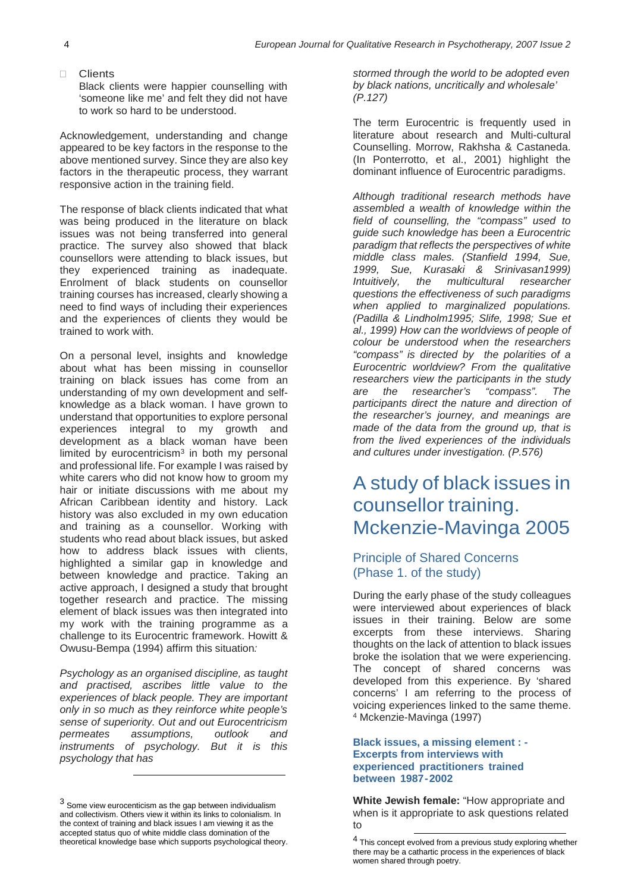- Clients
  Black clients were happier counselling with 'someone like me' and felt they did not have to work so hard to be understood.

Acknowledgement, understanding and change appeared to be key factors in the response to the above mentioned survey. Since they are also key factors in the therapeutic process, they warrant responsive action in the training field.

The response of black clients indicated that what was being produced in the literature on black issues was not being transferred into general practice. The survey also showed that black counsellors were attending to black issues, but they experienced training as inadequate. Enrolment of black students on counsellor training courses has increased, clearly showing a need to find ways of including their experiences and the experiences of clients they would be trained to work with.

On a personal level, insights and knowledge about what has been missing in counsellor training on black issues has come from an understanding of my own development and self-knowledge as a black woman. I have grown to understand that opportunities to explore personal experiences integral to my growth and development as a black woman have been limited by eurocentricism[3] in both my personal and professional life. For example I was raised by white carers who did not know how to groom my hair or initiate discussions with me about my African Caribbean identity and history. Lack history was also excluded in my own education and training as a counsellor. Working with students who read about black issues, but asked how to address black issues with clients, highlighted a similar gap in knowledge and between knowledge and practice. Taking an active approach, I designed a study that brought together research and practice. The missing element of black issues was then integrated into my work with the training programme as a challenge to its Eurocentric framework. Howitt & Owusu-Bempa (1994) affirm this situation*:*

*Psychology as an organised discipline, as taught and practised, ascribes little value to the experiences of black people. They are important only in so much as they reinforce white people's sense of superiority. Out and out Eurocentricism permeates assumptions, outlook and instruments of psychology. But it is this psychology that has stormed through the world to be adopted even by black nations, uncritically and wholesale' (P.127)*

The term Eurocentric is frequently used in literature about research and Multi-cultural Counselling. Morrow, Rakhsha & Castaneda. (In Ponterrotto, et al., 2001) highlight the dominant influence of Eurocentric paradigms.

*Although traditional research methods have assembled a wealth of knowledge within the field of counselling, the "compass" used to guide such knowledge has been a Eurocentric paradigm that reflects the perspectives of white middle class males. (Stanfield 1994, Sue, 1999, Sue, Kurasaki & Srinivasan1999) Intuitively, the multicultural researcher questions the effectiveness of such paradigms when applied to marginalized populations. (Padilla & Lindholm1995; Slife, 1998; Sue et al., 1999) How can the worldviews of people of colour be understood when the researchers "compass" is directed by the polarities of a Eurocentric worldview? From the qualitative researchers view the participants in the study are the researcher's "compass". The participants direct the nature and direction of the researcher's journey, and meanings are made of the data from the ground up, that is from the lived experiences of the individuals and cultures under investigation. (P.576)*

# A study of black issues in counsellor training. Mckenzie-Mavinga 2005

## Principle of Shared Concerns (Phase 1. of the study)

During the early phase of the study colleagues were interviewed about experiences of black issues in their training. Below are some excerpts from these interviews. Sharing thoughts on the lack of attention to black issues broke the isolation that we were experiencing. The concept of shared concerns was developed from this experience. By 'shared concerns' I am referring to the process of voicing experiences linked to the same theme. [4] Mckenzie-Mavinga (1997)

### Black issues, a missing element : - Excerpts from interviews with experienced practitioners trained between 1987-2002

**White Jewish female:** "How appropriate and when is it appropriate to ask questions related to

---

[3] Some view eurocenticism as the gap between individualism and collectivism. Others view it within its links to colonialism. In the context of training and black issues I am viewing it as the accepted status quo of white middle class domination of the theoretical knowledge base which supports psychological theory.

[4] This concept evolved from a previous study exploring whether there may be a cathartic process in the experiences of black women shared through poetry.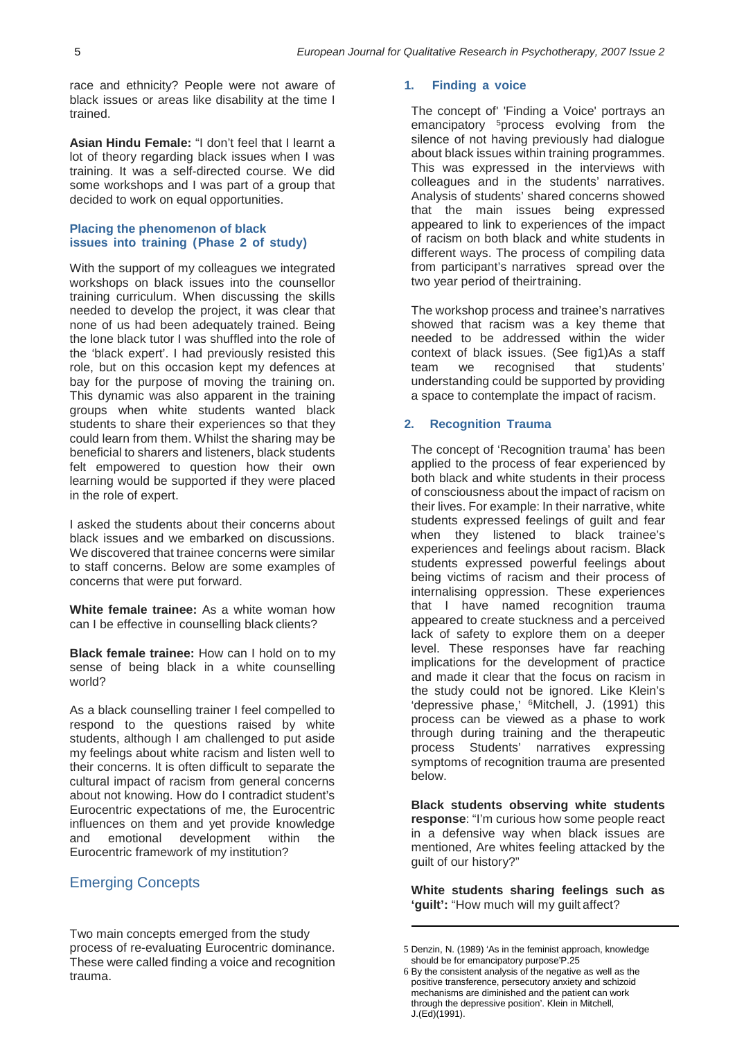race and ethnicity? People were not aware of black issues or areas like disability at the time I trained.

**Asian Hindu Female:** "I don't feel that I learnt a lot of theory regarding black issues when I was training. It was a self-directed course. We did some workshops and I was part of a group that decided to work on equal opportunities.

### Placing the phenomenon of black issues into training (Phase 2 of study)

With the support of my colleagues we integrated workshops on black issues into the counsellor training curriculum. When discussing the skills needed to develop the project, it was clear that none of us had been adequately trained. Being the lone black tutor I was shuffled into the role of the 'black expert'. I had previously resisted this role, but on this occasion kept my defences at bay for the purpose of moving the training on. This dynamic was also apparent in the training groups when white students wanted black students to share their experiences so that they could learn from them. Whilst the sharing may be beneficial to sharers and listeners, black students felt empowered to question how their own learning would be supported if they were placed in the role of expert.

I asked the students about their concerns about black issues and we embarked on discussions. We discovered that trainee concerns were similar to staff concerns. Below are some examples of concerns that were put forward.

**White female trainee:** As a white woman how can I be effective in counselling black clients?

**Black female trainee:** How can I hold on to my sense of being black in a white counselling world?

As a black counselling trainer I feel compelled to respond to the questions raised by white students, although I am challenged to put aside my feelings about white racism and listen well to their concerns. It is often difficult to separate the cultural impact of racism from general concerns about not knowing. How do I contradict student's Eurocentric expectations of me, the Eurocentric influences on them and yet provide knowledge and emotional development within the Eurocentric framework of my institution?

## Emerging Concepts

Two main concepts emerged from the study process of re-evaluating Eurocentric dominance. These were called finding a voice and recognition trauma.

### 1. Finding a voice

The concept of' 'Finding a Voice' portrays an emancipatory [5]process evolving from the silence of not having previously had dialogue about black issues within training programmes. This was expressed in the interviews with colleagues and in the students' narratives. Analysis of students' shared concerns showed that the main issues being expressed appeared to link to experiences of the impact of racism on both black and white students in different ways. The process of compiling data from participant's narratives spread over the two year period of theirtraining.

The workshop process and trainee's narratives showed that racism was a key theme that needed to be addressed within the wider context of black issues. (See fig1)As a staff team we recognised that students' understanding could be supported by providing a space to contemplate the impact of racism.

### 2. Recognition Trauma

The concept of 'Recognition trauma' has been applied to the process of fear experienced by both black and white students in their process of consciousness about the impact of racism on their lives. For example: In their narrative, white students expressed feelings of guilt and fear when they listened to black trainee's experiences and feelings about racism. Black students expressed powerful feelings about being victims of racism and their process of internalising oppression. These experiences that I have named recognition trauma appeared to create stuckness and a perceived lack of safety to explore them on a deeper level. These responses have far reaching implications for the development of practice and made it clear that the focus on racism in the study could not be ignored. Like Klein's 'depressive phase,' [6]Mitchell, J. (1991) this process can be viewed as a phase to work through during training and the therapeutic process Students' narratives expressing symptoms of recognition trauma are presented below.

**Black students observing white students response**: "I'm curious how some people react in a defensive way when black issues are mentioned, Are whites feeling attacked by the guilt of our history?"

**White students sharing feelings such as 'guilt':** "How much will my guilt affect?

---

5 Denzin, N. (1989) 'As in the feminist approach, knowledge should be for emancipatory purpose'P.25

6 By the consistent analysis of the negative as well as the positive transference, persecutory anxiety and schizoid mechanisms are diminished and the patient can work through the depressive position'. Klein in Mitchell, J.(Ed)(1991).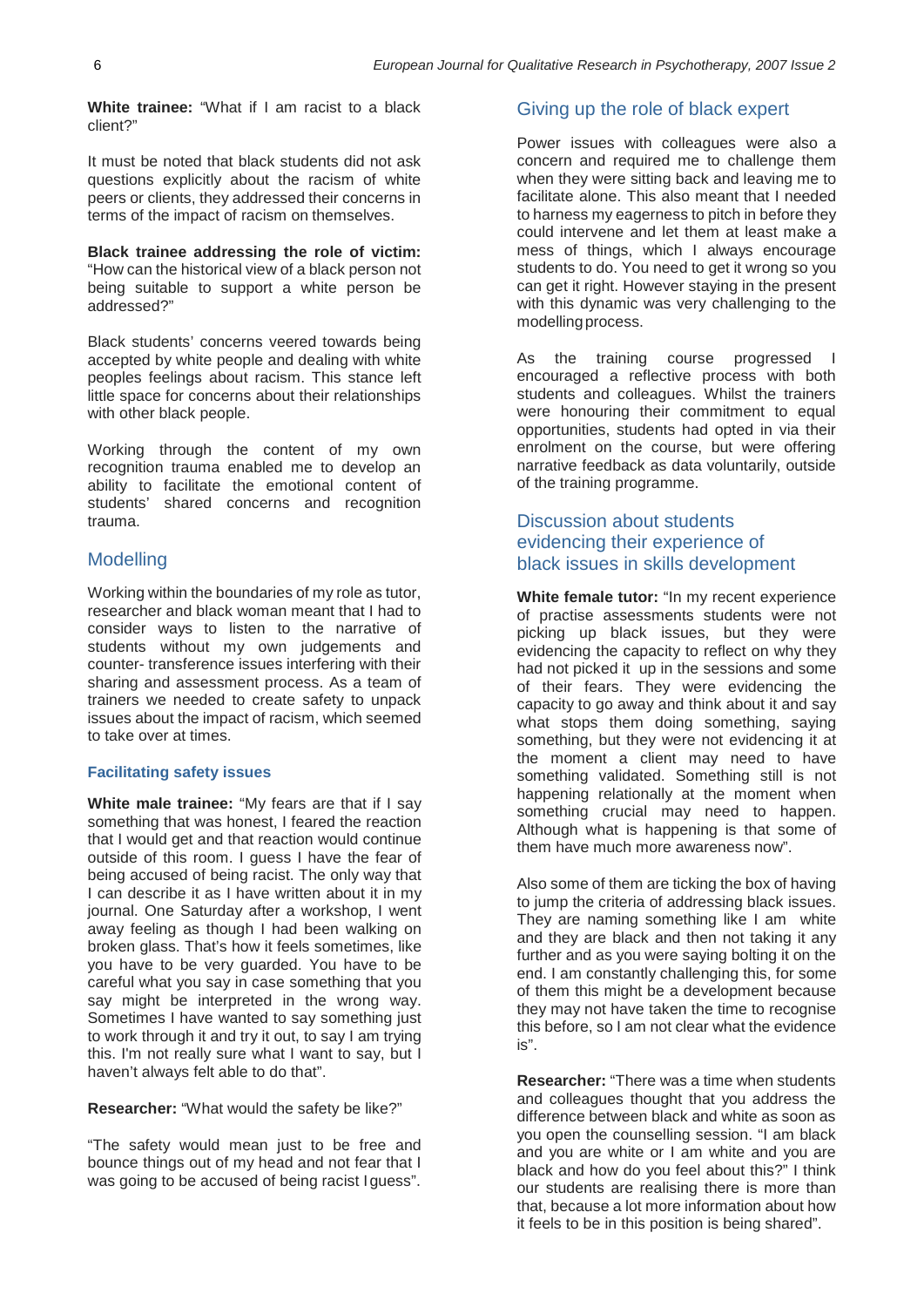**White trainee:** "What if I am racist to a black client?"

It must be noted that black students did not ask questions explicitly about the racism of white peers or clients, they addressed their concerns in terms of the impact of racism on themselves.

**Black trainee addressing the role of victim:** "How can the historical view of a black person not being suitable to support a white person be addressed?"

Black students' concerns veered towards being accepted by white people and dealing with white peoples feelings about racism. This stance left little space for concerns about their relationships with other black people.

Working through the content of my own recognition trauma enabled me to develop an ability to facilitate the emotional content of students' shared concerns and recognition trauma.

## Modelling

Working within the boundaries of my role as tutor, researcher and black woman meant that I had to consider ways to listen to the narrative of students without my own judgements and counter- transference issues interfering with their sharing and assessment process. As a team of trainers we needed to create safety to unpack issues about the impact of racism, which seemed to take over at times.

### Facilitating safety issues

**White male trainee:** "My fears are that if I say something that was honest, I feared the reaction that I would get and that reaction would continue outside of this room. I guess I have the fear of being accused of being racist. The only way that I can describe it as I have written about it in my journal. One Saturday after a workshop, I went away feeling as though I had been walking on broken glass. That's how it feels sometimes, like you have to be very guarded. You have to be careful what you say in case something that you say might be interpreted in the wrong way. Sometimes I have wanted to say something just to work through it and try it out, to say I am trying this. I'm not really sure what I want to say, but I haven't always felt able to do that".

**Researcher:** "What would the safety be like?"

"The safety would mean just to be free and bounce things out of my head and not fear that I was going to be accused of being racist I guess".

## Giving up the role of black expert

Power issues with colleagues were also a concern and required me to challenge them when they were sitting back and leaving me to facilitate alone. This also meant that I needed to harness my eagerness to pitch in before they could intervene and let them at least make a mess of things, which I always encourage students to do. You need to get it wrong so you can get it right. However staying in the present with this dynamic was very challenging to the modelling process.

As the training course progressed I encouraged a reflective process with both students and colleagues. Whilst the trainers were honouring their commitment to equal opportunities, students had opted in via their enrolment on the course, but were offering narrative feedback as data voluntarily, outside of the training programme.

## Discussion about students evidencing their experience of black issues in skills development

**White female tutor:** "In my recent experience of practise assessments students were not picking up black issues, but they were evidencing the capacity to reflect on why they had not picked it up in the sessions and some of their fears. They were evidencing the capacity to go away and think about it and say what stops them doing something, saying something, but they were not evidencing it at the moment a client may need to have something validated. Something still is not happening relationally at the moment when something crucial may need to happen. Although what is happening is that some of them have much more awareness now".

Also some of them are ticking the box of having to jump the criteria of addressing black issues. They are naming something like I am white and they are black and then not taking it any further and as you were saying bolting it on the end. I am constantly challenging this, for some of them this might be a development because they may not have taken the time to recognise this before, so I am not clear what the evidence is".

**Researcher:** "There was a time when students and colleagues thought that you address the difference between black and white as soon as you open the counselling session. "I am black and you are white or I am white and you are black and how do you feel about this?" I think our students are realising there is more than that, because a lot more information about how it feels to be in this position is being shared".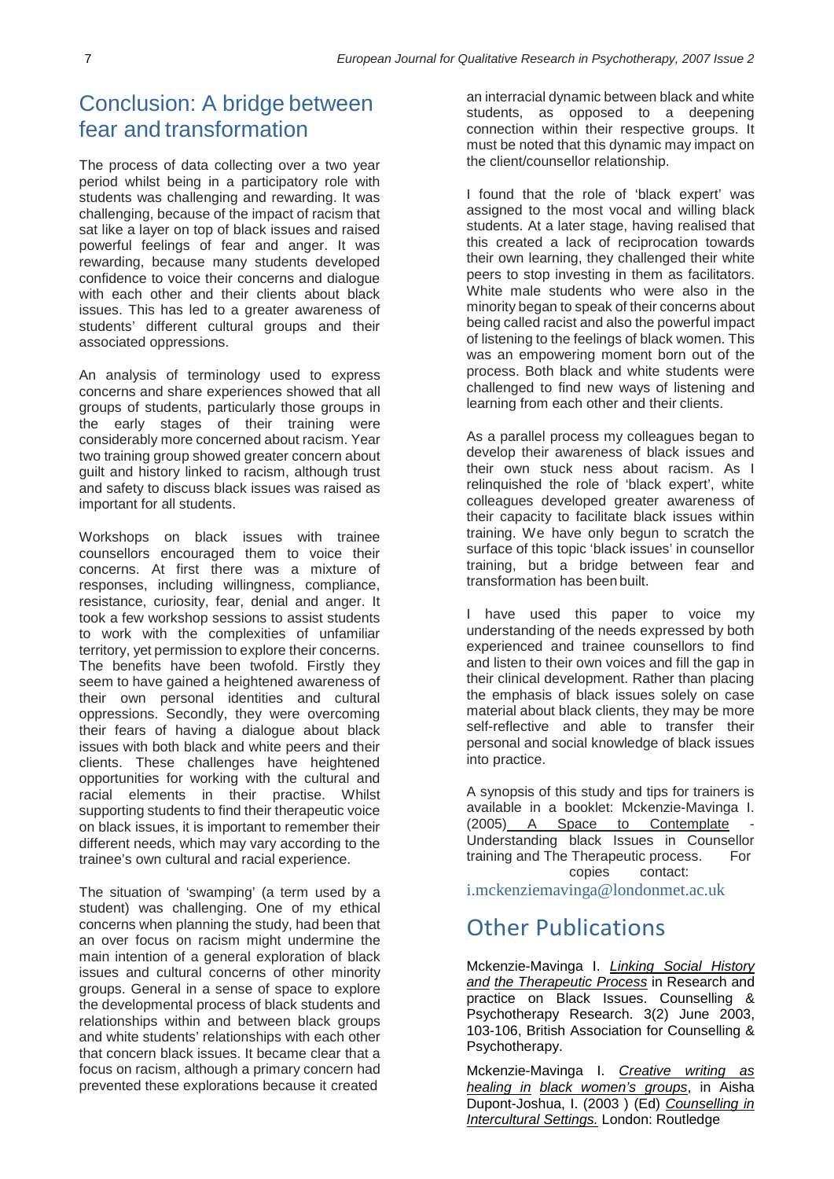## Conclusion: A bridge between fear and transformation

The process of data collecting over a two year period whilst being in a participatory role with students was challenging and rewarding. It was challenging, because of the impact of racism that sat like a layer on top of black issues and raised powerful feelings of fear and anger. It was rewarding, because many students developed confidence to voice their concerns and dialogue with each other and their clients about black issues. This has led to a greater awareness of students' different cultural groups and their associated oppressions.

An analysis of terminology used to express concerns and share experiences showed that all groups of students, particularly those groups in the early stages of their training were considerably more concerned about racism. Year two training group showed greater concern about guilt and history linked to racism, although trust and safety to discuss black issues was raised as important for all students.

Workshops on black issues with trainee counsellors encouraged them to voice their concerns. At first there was a mixture of responses, including willingness, compliance, resistance, curiosity, fear, denial and anger. It took a few workshop sessions to assist students to work with the complexities of unfamiliar territory, yet permission to explore their concerns. The benefits have been twofold. Firstly they seem to have gained a heightened awareness of their own personal identities and cultural oppressions. Secondly, they were overcoming their fears of having a dialogue about black issues with both black and white peers and their clients. These challenges have heightened opportunities for working with the cultural and racial elements in their practise. Whilst supporting students to find their therapeutic voice on black issues, it is important to remember their different needs, which may vary according to the trainee's own cultural and racial experience.

The situation of 'swamping' (a term used by a student) was challenging. One of my ethical concerns when planning the study, had been that an over focus on racism might undermine the main intention of a general exploration of black issues and cultural concerns of other minority groups. General in a sense of space to explore the developmental process of black students and relationships within and between black groups and white students' relationships with each other that concern black issues. It became clear that a focus on racism, although a primary concern had prevented these explorations because it created an interracial dynamic between black and white students, as opposed to a deepening connection within their respective groups. It must be noted that this dynamic may impact on the client/counsellor relationship.

I found that the role of 'black expert' was assigned to the most vocal and willing black students. At a later stage, having realised that this created a lack of reciprocation towards their own learning, they challenged their white peers to stop investing in them as facilitators. White male students who were also in the minority began to speak of their concerns about being called racist and also the powerful impact of listening to the feelings of black women. This was an empowering moment born out of the process. Both black and white students were challenged to find new ways of listening and learning from each other and their clients.

As a parallel process my colleagues began to develop their awareness of black issues and their own stuck ness about racism. As I relinquished the role of 'black expert', white colleagues developed greater awareness of their capacity to facilitate black issues within training. We have only begun to scratch the surface of this topic 'black issues' in counsellor training, but a bridge between fear and transformation has been built.

I have used this paper to voice my understanding of the needs expressed by both experienced and trainee counsellors to find and listen to their own voices and fill the gap in their clinical development. Rather than placing the emphasis of black issues solely on case material about black clients, they may be more self-reflective and able to transfer their personal and social knowledge of black issues into practice.

A synopsis of this study and tips for trainers is available in a booklet: Mckenzie-Mavinga I. (2005) A Space to Contemplate - Understanding black Issues in Counsellor training and The Therapeutic process. For copies contact: i.mckenziemavinga@londonmet.ac.uk

## Other Publications

Mckenzie-Mavinga I. *Linking Social History and the Therapeutic Process* in Research and practice on Black Issues. Counselling & Psychotherapy Research. 3(2) June 2003, 103-106, British Association for Counselling & Psychotherapy.

Mckenzie-Mavinga I. *Creative writing as healing in black women's groups*, in Aisha Dupont-Joshua, I. (2003 ) (Ed) *Counselling in Intercultural Settings.* London: Routledge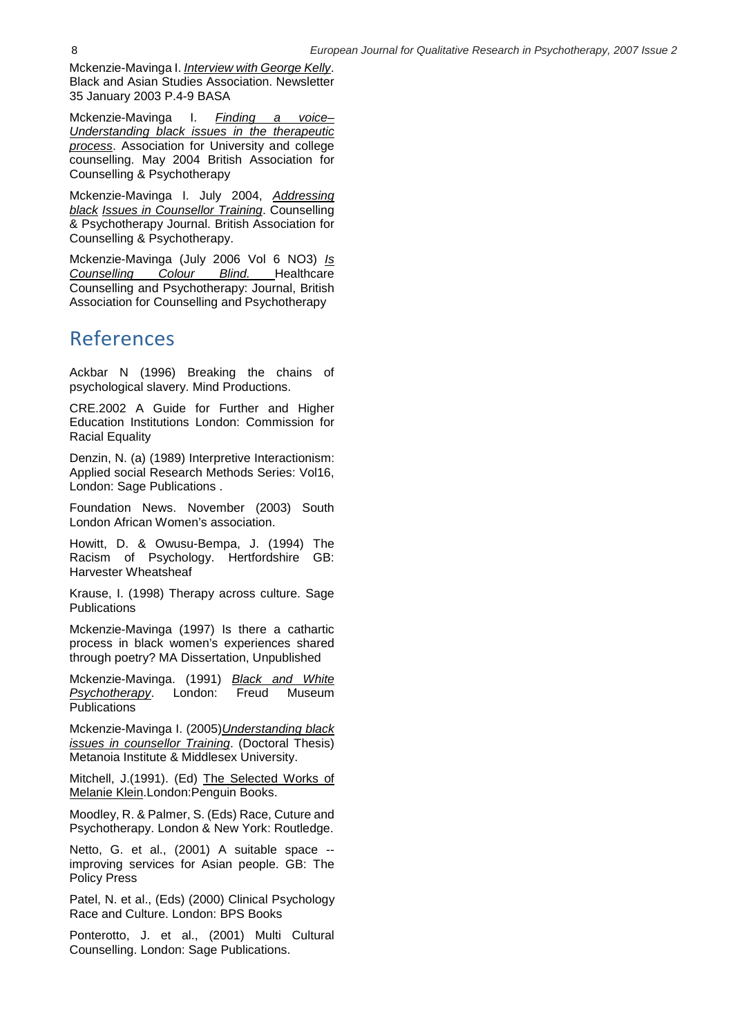Mckenzie-Mavinga I. *Interview with George Kelly*. Black and Asian Studies Association. Newsletter 35 January 2003 P.4-9 BASA

Mckenzie-Mavinga I. *Finding a voice– Understanding black issues in the therapeutic process*. Association for University and college counselling. May 2004 British Association for Counselling & Psychotherapy

Mckenzie-Mavinga I. July 2004, *Addressing black Issues in Counsellor Training*. Counselling & Psychotherapy Journal. British Association for Counselling & Psychotherapy.

Mckenzie-Mavinga (July 2006 Vol 6 NO3) *Is Counselling Colour Blind.* Healthcare Counselling and Psychotherapy: Journal, British Association for Counselling and Psychotherapy

# References

Ackbar N (1996) Breaking the chains of psychological slavery. Mind Productions.

CRE.2002 A Guide for Further and Higher Education Institutions London: Commission for Racial Equality

Denzin, N. (a) (1989) Interpretive Interactionism: Applied social Research Methods Series: Vol16, London: Sage Publications .

Foundation News. November (2003) South London African Women's association.

Howitt, D. & Owusu-Bempa, J. (1994) The Racism of Psychology. Hertfordshire GB: Harvester Wheatsheaf

Krause, I. (1998) Therapy across culture. Sage Publications

Mckenzie-Mavinga (1997) Is there a cathartic process in black women's experiences shared through poetry? MA Dissertation, Unpublished

Mckenzie-Mavinga. (1991) *Black and White Psychotherapy*. London: Freud Museum Publications

Mckenzie-Mavinga I. (2005)*Understanding black issues in counsellor Training*. (Doctoral Thesis) Metanoia Institute & Middlesex University.

Mitchell, J.(1991). (Ed) The Selected Works of Melanie Klein.London:Penguin Books.

Moodley, R. & Palmer, S. (Eds) Race, Cuture and Psychotherapy. London & New York: Routledge.

Netto, G. et al., (2001) A suitable space -- improving services for Asian people. GB: The Policy Press

Patel, N. et al., (Eds) (2000) Clinical Psychology Race and Culture. London: BPS Books

Ponterotto, J. et al., (2001) Multi Cultural Counselling. London: Sage Publications.